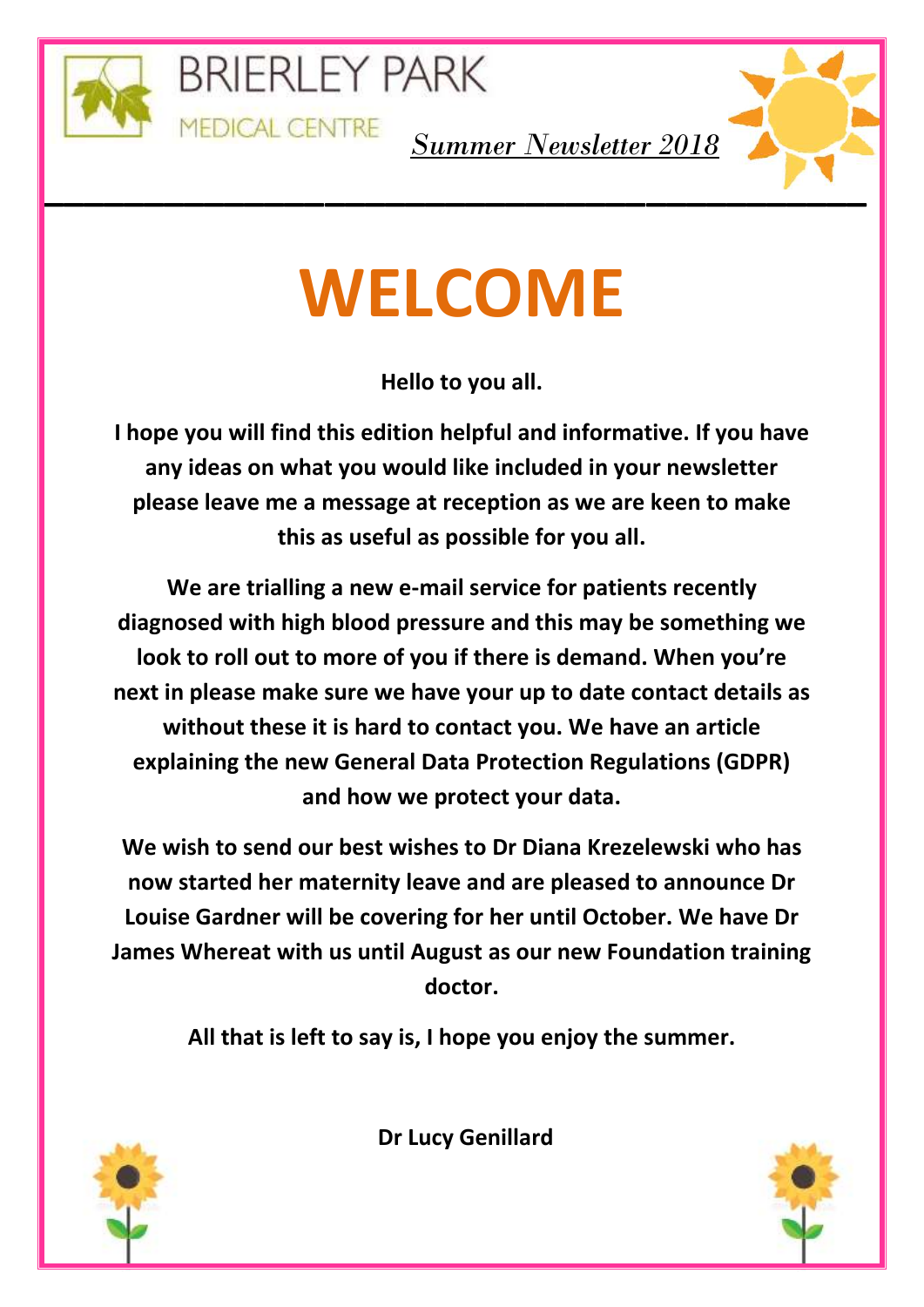BRIERLEY PARK

MEDICAL CENTRE

*Summer Newsletter 2018*

---

# WELCOME

**Hello to you all.**

**I hope you will find this edition helpful and informative. If you have any ideas on what you would like included in your newsletter please leave me a message at reception as we are keen to make this as useful as possible for you all.**

**We are trialling a new e-mail service for patients recently diagnosed with high blood pressure and this may be something we look to roll out to more of you if there is demand. When you're next in please make sure we have your up to date contact details as without these it is hard to contact you. We have an article explaining the new General Data Protection Regulations (GDPR) and how we protect your data.**

**We wish to send our best wishes to Dr Diana Krezelewski who has now started her maternity leave and are pleased to announce Dr Louise Gardner will be covering for her until October. We have Dr James Whereat with us until August as our new Foundation training doctor.**

**All that is left to say is, I hope you enjoy the summer.**

**Dr Lucy Genillard**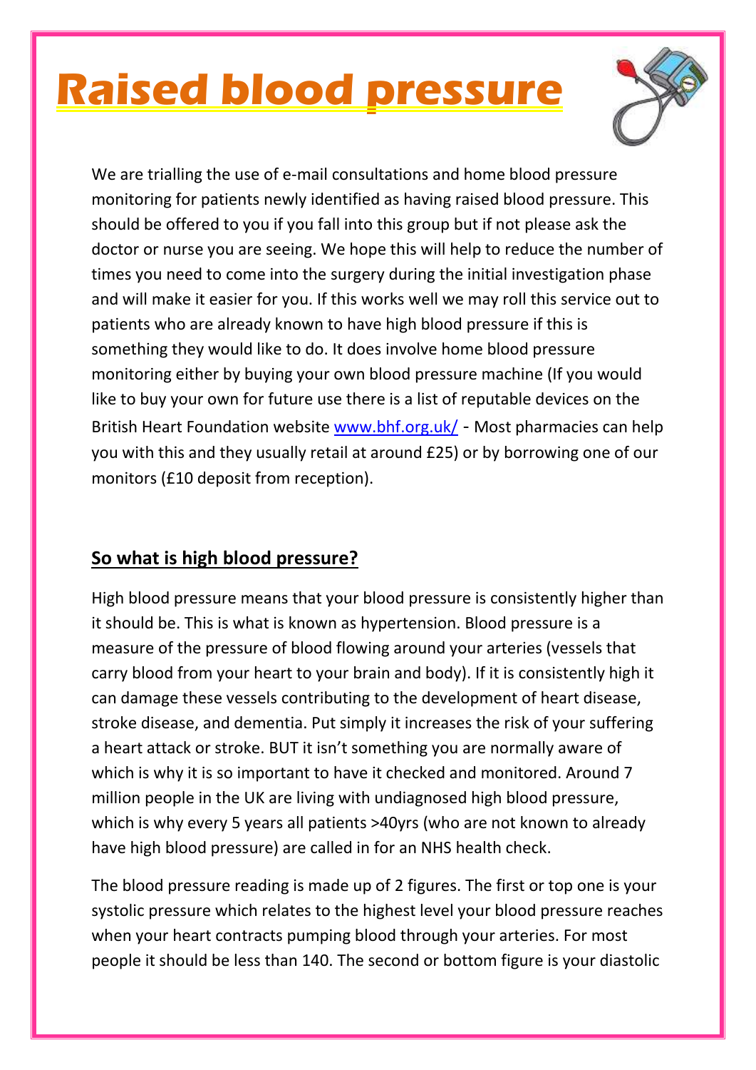# Raised blood pressure

We are trialling the use of e-mail consultations and home blood pressure monitoring for patients newly identified as having raised blood pressure. This should be offered to you if you fall into this group but if not please ask the doctor or nurse you are seeing. We hope this will help to reduce the number of times you need to come into the surgery during the initial investigation phase and will make it easier for you. If this works well we may roll this service out to patients who are already known to have high blood pressure if this is something they would like to do. It does involve home blood pressure monitoring either by buying your own blood pressure machine (If you would like to buy your own for future use there is a list of reputable devices on the British Heart Foundation website [www.bhf.org.uk/](http://www.bhf.org.uk/) - Most pharmacies can help you with this and they usually retail at around £25) or by borrowing one of our monitors (£10 deposit from reception).

## So what is high blood pressure?

High blood pressure means that your blood pressure is consistently higher than it should be. This is what is known as hypertension. Blood pressure is a measure of the pressure of blood flowing around your arteries (vessels that carry blood from your heart to your brain and body). If it is consistently high it can damage these vessels contributing to the development of heart disease, stroke disease, and dementia. Put simply it increases the risk of your suffering a heart attack or stroke. BUT it isn't something you are normally aware of which is why it is so important to have it checked and monitored. Around 7 million people in the UK are living with undiagnosed high blood pressure, which is why every 5 years all patients >40yrs (who are not known to already have high blood pressure) are called in for an NHS health check.

The blood pressure reading is made up of 2 figures. The first or top one is your systolic pressure which relates to the highest level your blood pressure reaches when your heart contracts pumping blood through your arteries. For most people it should be less than 140. The second or bottom figure is your diastolic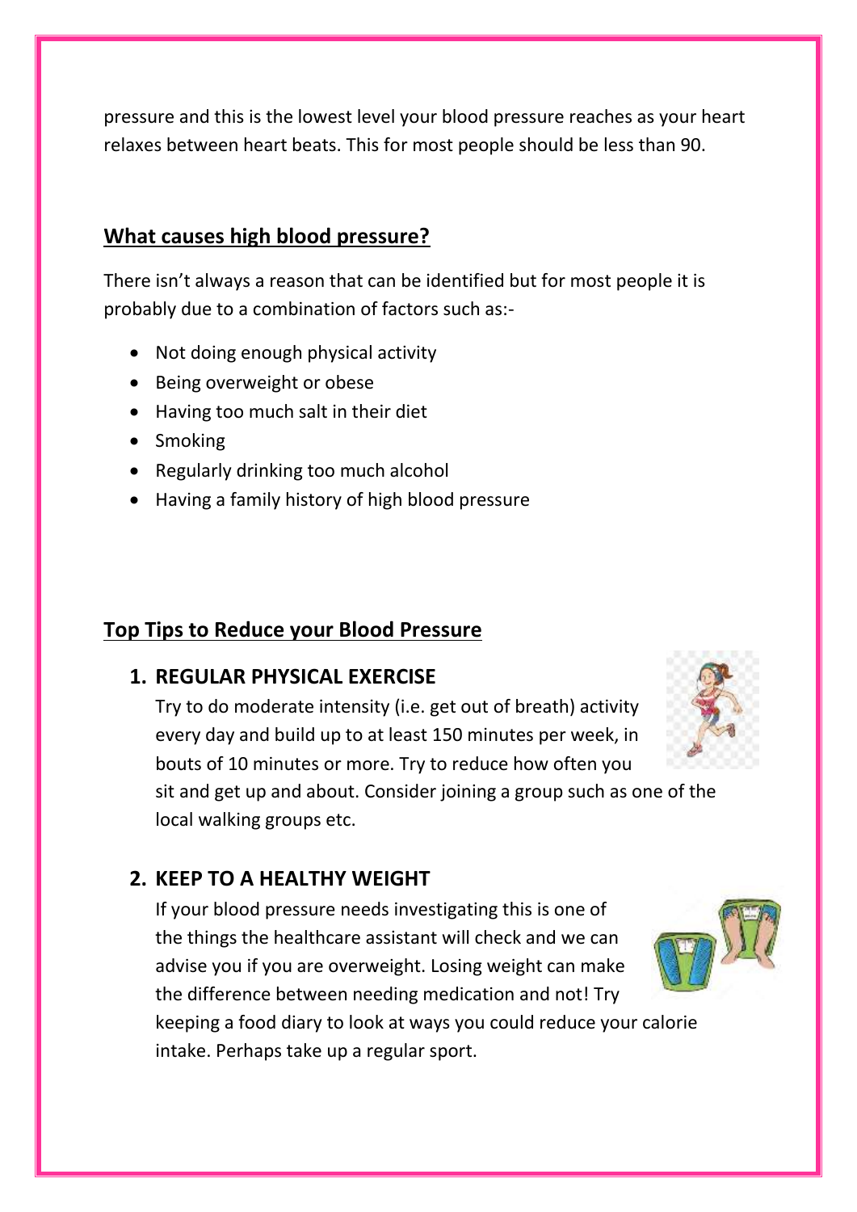pressure and this is the lowest level your blood pressure reaches as your heart relaxes between heart beats. This for most people should be less than 90.

## What causes high blood pressure?

There isn't always a reason that can be identified but for most people it is probably due to a combination of factors such as:-

- Not doing enough physical activity
- Being overweight or obese
- Having too much salt in their diet
- Smoking
- Regularly drinking too much alcohol
- Having a family history of high blood pressure

## Top Tips to Reduce your Blood Pressure

1. **REGULAR PHYSICAL EXERCISE**

   Try to do moderate intensity (i.e. get out of breath) activity every day and build up to at least 150 minutes per week, in bouts of 10 minutes or more. Try to reduce how often you sit and get up and about. Consider joining a group such as one of the local walking groups etc.

2. **KEEP TO A HEALTHY WEIGHT**

   If your blood pressure needs investigating this is one of the things the healthcare assistant will check and we can advise you if you are overweight. Losing weight can make the difference between needing medication and not! Try keeping a food diary to look at ways you could reduce your calorie intake. Perhaps take up a regular sport.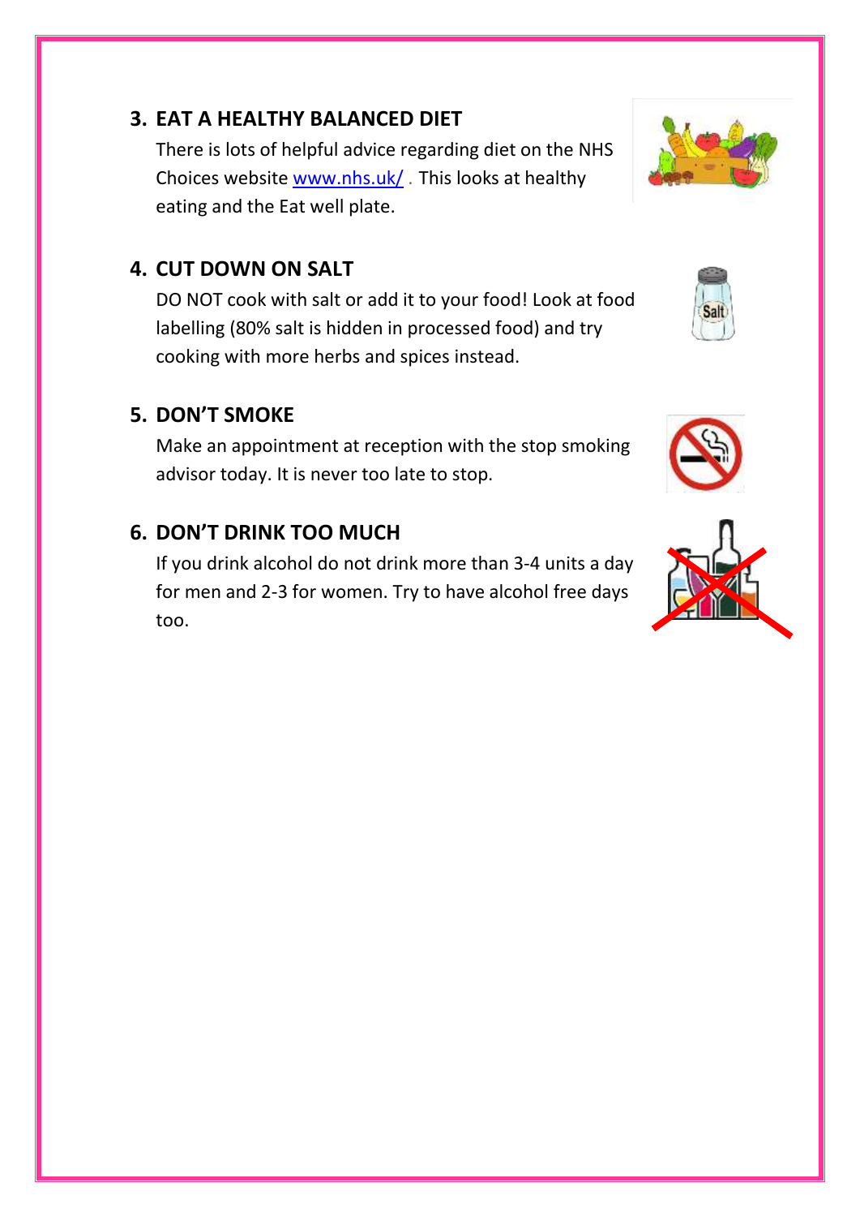### 3. EAT A HEALTHY BALANCED DIET

There is lots of helpful advice regarding diet on the NHS Choices website [www.nhs.uk/](http://www.nhs.uk/) . This looks at healthy eating and the Eat well plate.

### 4. CUT DOWN ON SALT

DO NOT cook with salt or add it to your food! Look at food labelling (80% salt is hidden in processed food) and try cooking with more herbs and spices instead.

### 5. DON'T SMOKE

Make an appointment at reception with the stop smoking advisor today. It is never too late to stop.

### 6. DON'T DRINK TOO MUCH

If you drink alcohol do not drink more than 3-4 units a day for men and 2-3 for women. Try to have alcohol free days too.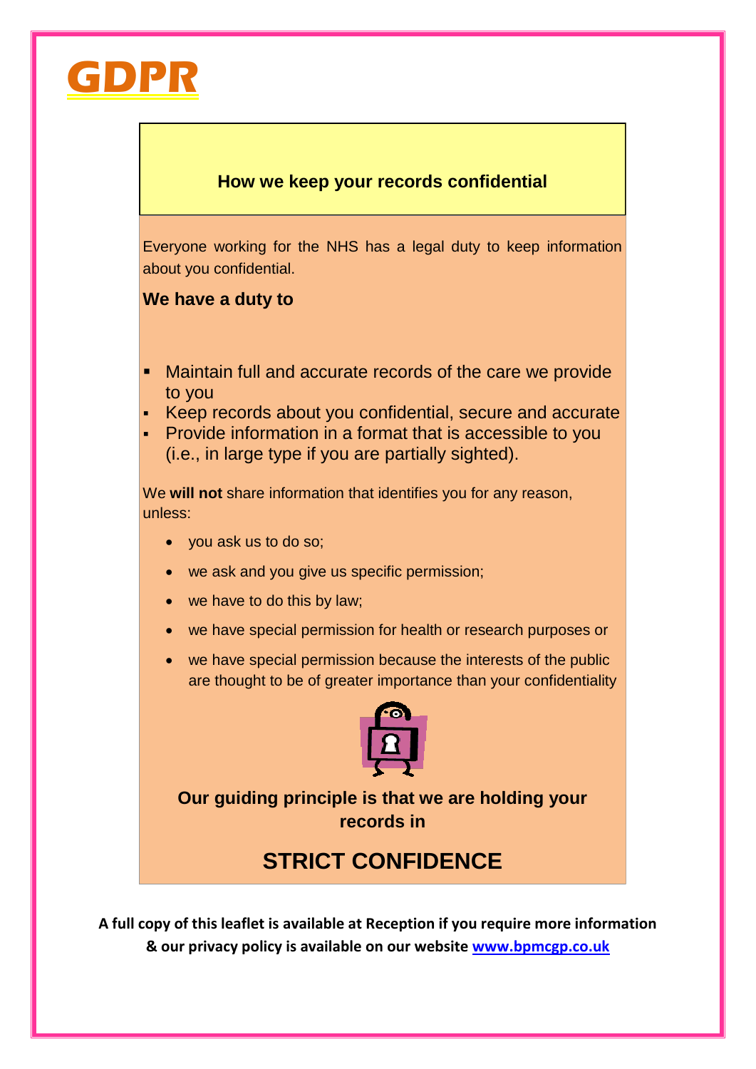# GDPR

## How we keep your records confidential

Everyone working for the NHS has a legal duty to keep information about you confidential.

**We have a duty to**

- Maintain full and accurate records of the care we provide to you
- Keep records about you confidential, secure and accurate
- Provide information in a format that is accessible to you (i.e., in large type if you are partially sighted).

We **will not** share information that identifies you for any reason, unless:

- you ask us to do so;
- we ask and you give us specific permission;
- we have to do this by law;
- we have special permission for health or research purposes or
- we have special permission because the interests of the public are thought to be of greater importance than your confidentiality

**Our guiding principle is that we are holding your records in**

**STRICT CONFIDENCE**

**A full copy of this leaflet is available at Reception if you require more information & our privacy policy is available on our website [www.bpmcgp.co.uk](http://www.bpmcgp.co.uk)**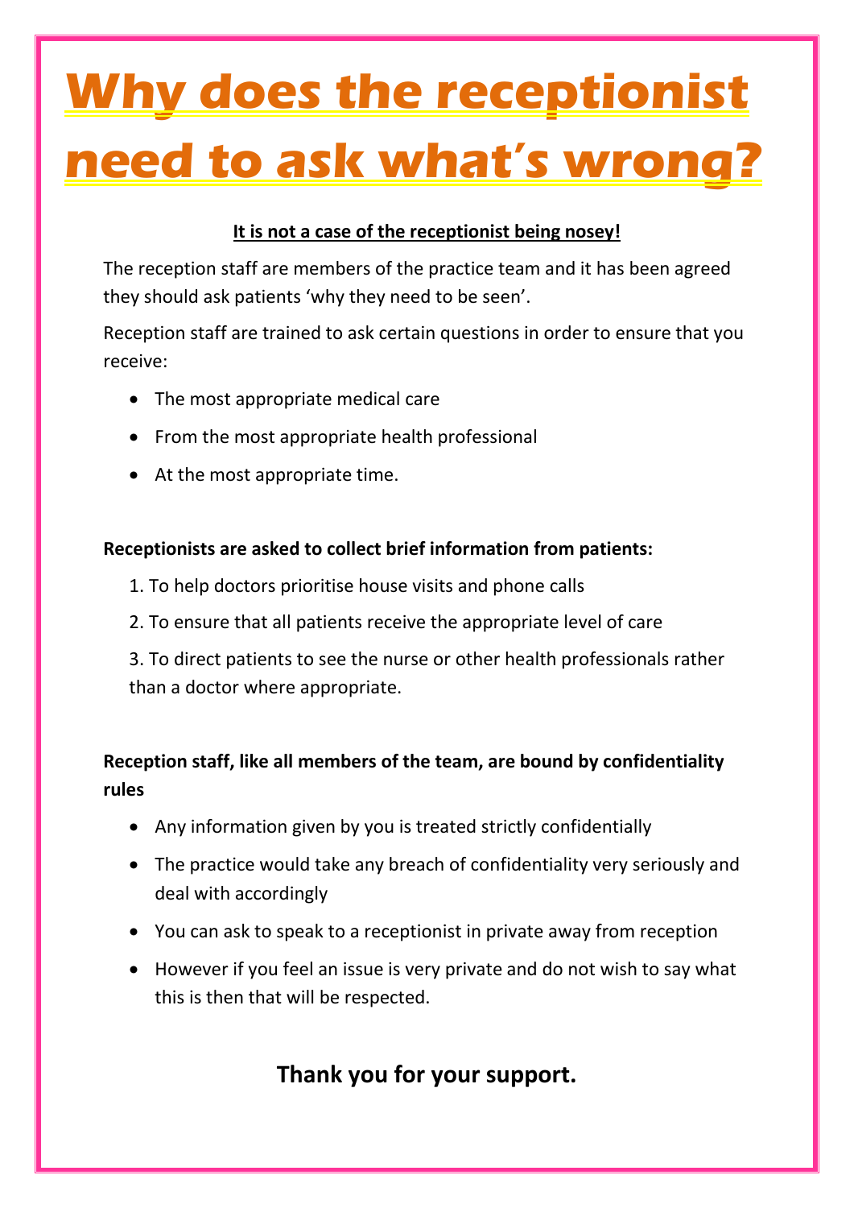# Why does the receptionist need to ask what's wrong?

**It is not a case of the receptionist being nosey!**

The reception staff are members of the practice team and it has been agreed they should ask patients 'why they need to be seen'.

Reception staff are trained to ask certain questions in order to ensure that you receive:

- The most appropriate medical care
- From the most appropriate health professional
- At the most appropriate time.

**Receptionists are asked to collect brief information from patients:**

1. To help doctors prioritise house visits and phone calls
2. To ensure that all patients receive the appropriate level of care
3. To direct patients to see the nurse or other health professionals rather than a doctor where appropriate.

**Reception staff, like all members of the team, are bound by confidentiality rules**

- Any information given by you is treated strictly confidentially
- The practice would take any breach of confidentiality very seriously and deal with accordingly
- You can ask to speak to a receptionist in private away from reception
- However if you feel an issue is very private and do not wish to say what this is then that will be respected.

**Thank you for your support.**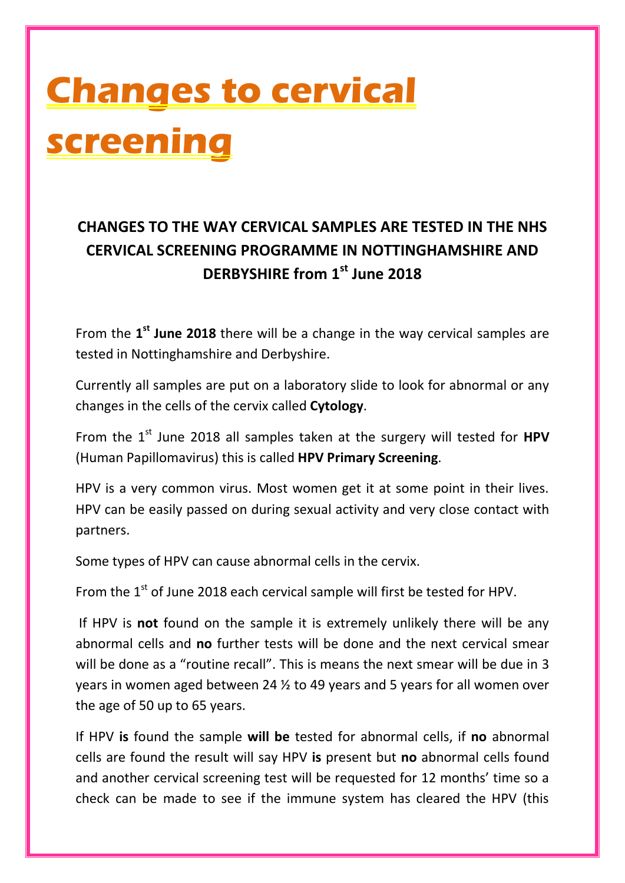# Changes to cervical screening

## CHANGES TO THE WAY CERVICAL SAMPLES ARE TESTED IN THE NHS CERVICAL SCREENING PROGRAMME IN NOTTINGHAMSHIRE AND DERBYSHIRE from 1st June 2018

From the **1st June 2018** there will be a change in the way cervical samples are tested in Nottinghamshire and Derbyshire.

Currently all samples are put on a laboratory slide to look for abnormal or any changes in the cells of the cervix called **Cytology**.

From the 1st June 2018 all samples taken at the surgery will tested for **HPV** (Human Papillomavirus) this is called **HPV Primary Screening**.

HPV is a very common virus. Most women get it at some point in their lives. HPV can be easily passed on during sexual activity and very close contact with partners.

Some types of HPV can cause abnormal cells in the cervix.

From the 1st of June 2018 each cervical sample will first be tested for HPV.

If HPV is **not** found on the sample it is extremely unlikely there will be any abnormal cells and **no** further tests will be done and the next cervical smear will be done as a "routine recall". This is means the next smear will be due in 3 years in women aged between 24 ½ to 49 years and 5 years for all women over the age of 50 up to 65 years.

If HPV **is** found the sample **will be** tested for abnormal cells, if **no** abnormal cells are found the result will say HPV **is** present but **no** abnormal cells found and another cervical screening test will be requested for 12 months' time so a check can be made to see if the immune system has cleared the HPV (this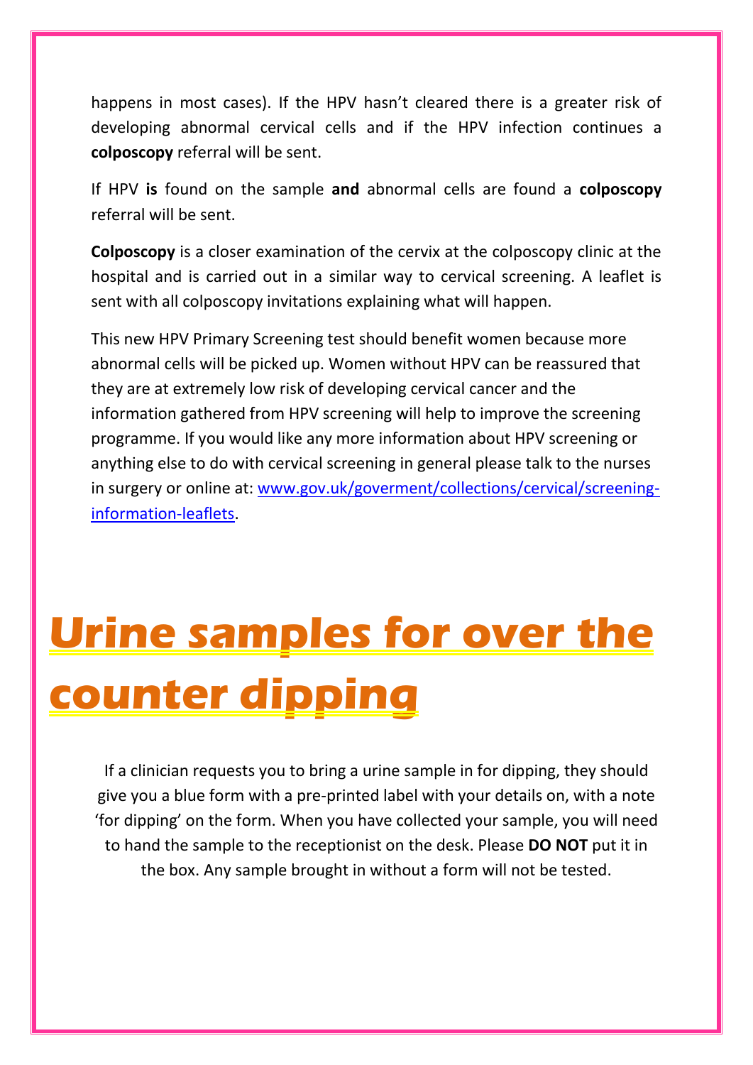happens in most cases). If the HPV hasn't cleared there is a greater risk of developing abnormal cervical cells and if the HPV infection continues a **colposcopy** referral will be sent.

If HPV **is** found on the sample **and** abnormal cells are found a **colposcopy** referral will be sent.

**Colposcopy** is a closer examination of the cervix at the colposcopy clinic at the hospital and is carried out in a similar way to cervical screening. A leaflet is sent with all colposcopy invitations explaining what will happen.

This new HPV Primary Screening test should benefit women because more abnormal cells will be picked up. Women without HPV can be reassured that they are at extremely low risk of developing cervical cancer and the information gathered from HPV screening will help to improve the screening programme. If you would like any more information about HPV screening or anything else to do with cervical screening in general please talk to the nurses in surgery or online at: [www.gov.uk/goverment/collections/cervical/screening-information-leaflets](www.gov.uk/goverment/collections/cervical/screening-information-leaflets).

# Urine samples for over the counter dipping

If a clinician requests you to bring a urine sample in for dipping, they should give you a blue form with a pre-printed label with your details on, with a note 'for dipping' on the form. When you have collected your sample, you will need to hand the sample to the receptionist on the desk. Please **DO NOT** put it in the box. Any sample brought in without a form will not be tested.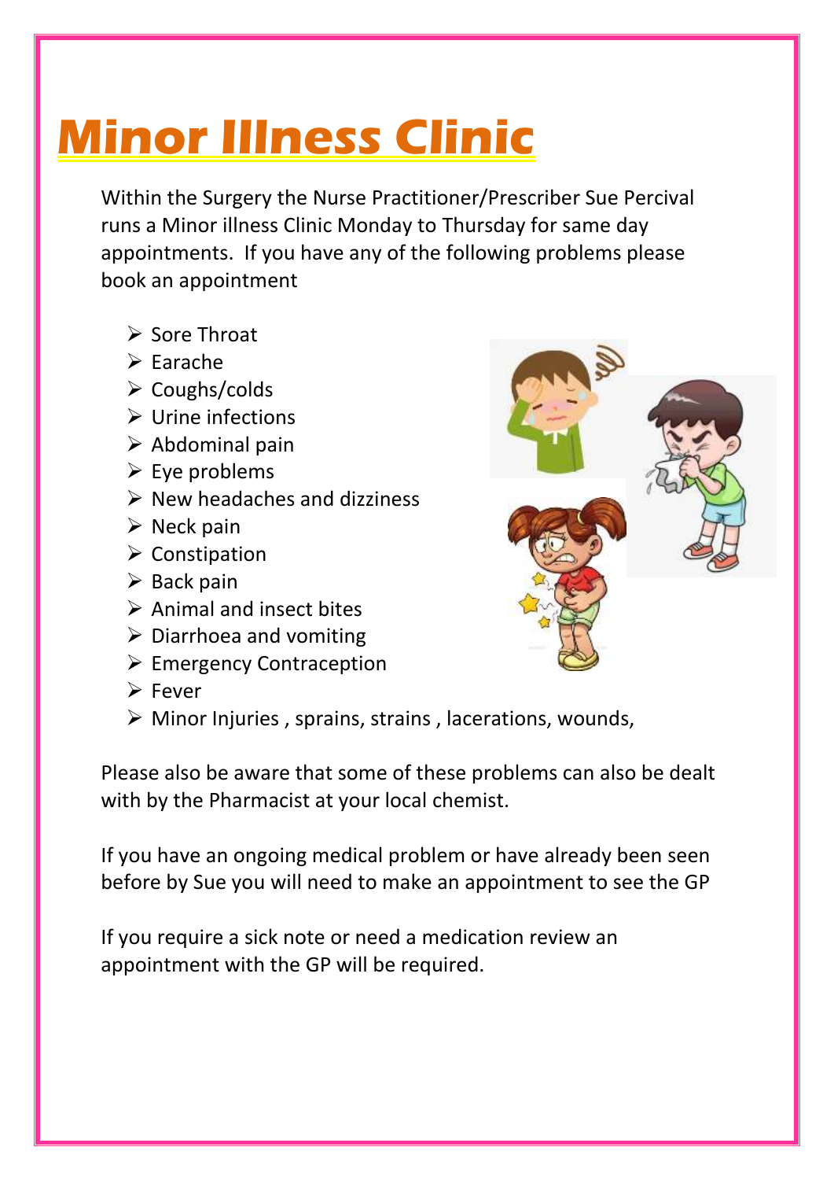# Minor Illness Clinic

Within the Surgery the Nurse Practitioner/Prescriber Sue Percival runs a Minor illness Clinic Monday to Thursday for same day appointments. If you have any of the following problems please book an appointment

- Sore Throat
- Earache
- Coughs/colds
- Urine infections
- Abdominal pain
- Eye problems
- New headaches and dizziness
- Neck pain
- Constipation
- Back pain
- Animal and insect bites
- Diarrhoea and vomiting
- Emergency Contraception
- Fever
- Minor Injuries , sprains, strains , lacerations, wounds,

Please also be aware that some of these problems can also be dealt with by the Pharmacist at your local chemist.

If you have an ongoing medical problem or have already been seen before by Sue you will need to make an appointment to see the GP

If you require a sick note or need a medication review an appointment with the GP will be required.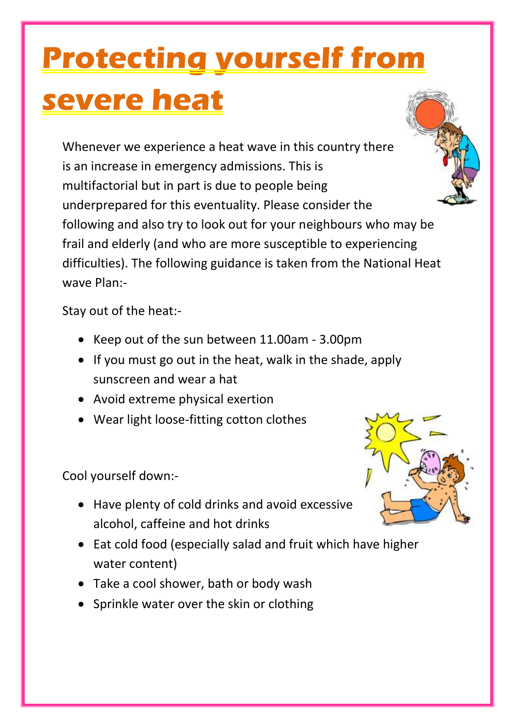# Protecting yourself from severe heat

Whenever we experience a heat wave in this country there is an increase in emergency admissions. This is multifactorial but in part is due to people being underprepared for this eventuality. Please consider the following and also try to look out for your neighbours who may be frail and elderly (and who are more susceptible to experiencing difficulties). The following guidance is taken from the National Heat wave Plan:-

Stay out of the heat:-

- Keep out of the sun between 11.00am - 3.00pm
- If you must go out in the heat, walk in the shade, apply sunscreen and wear a hat
- Avoid extreme physical exertion
- Wear light loose-fitting cotton clothes

Cool yourself down:-

- Have plenty of cold drinks and avoid excessive alcohol, caffeine and hot drinks
- Eat cold food (especially salad and fruit which have higher water content)
- Take a cool shower, bath or body wash
- Sprinkle water over the skin or clothing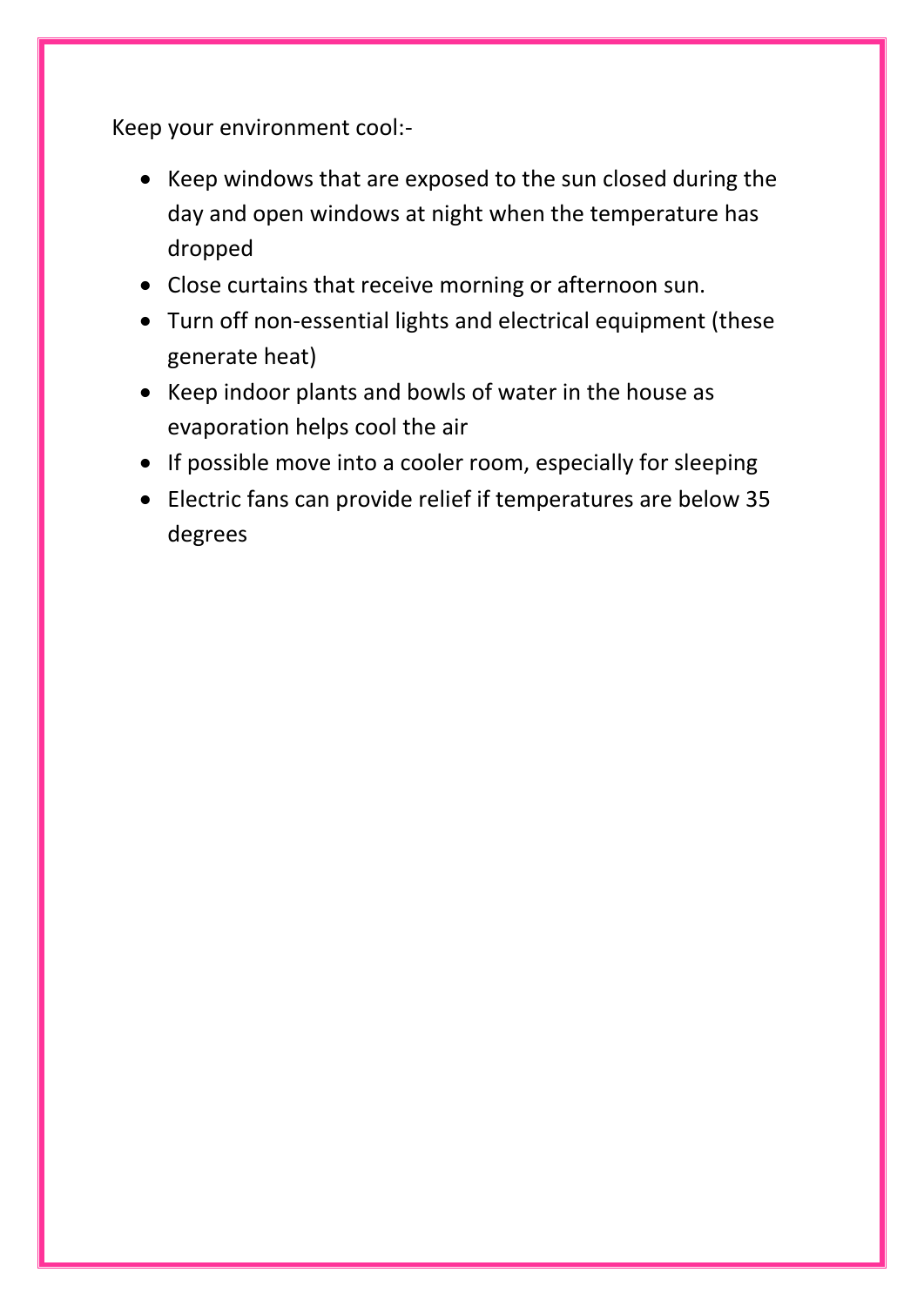Keep your environment cool:-

- Keep windows that are exposed to the sun closed during the day and open windows at night when the temperature has dropped
- Close curtains that receive morning or afternoon sun.
- Turn off non-essential lights and electrical equipment (these generate heat)
- Keep indoor plants and bowls of water in the house as evaporation helps cool the air
- If possible move into a cooler room, especially for sleeping
- Electric fans can provide relief if temperatures are below 35 degrees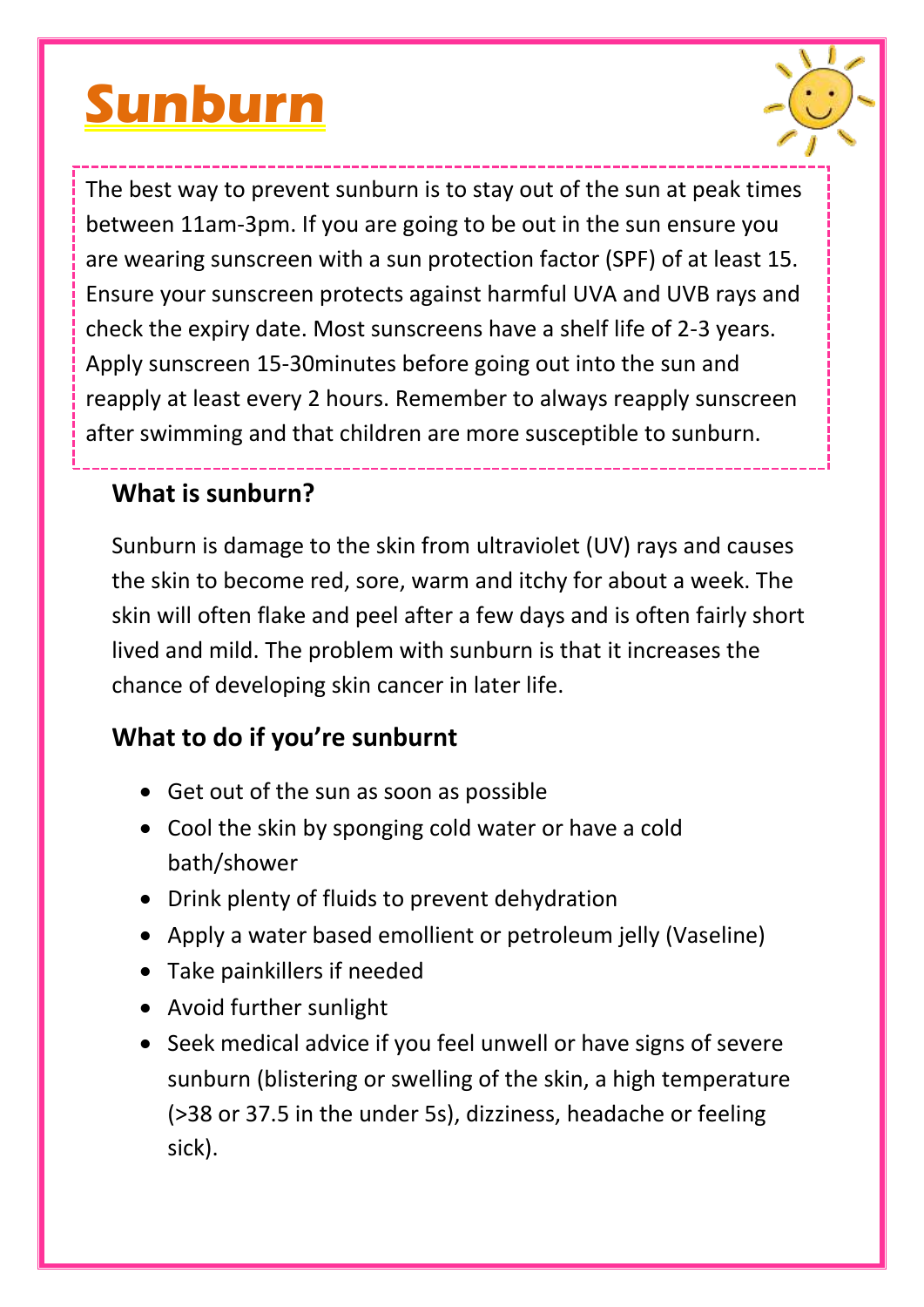# Sunburn

The best way to prevent sunburn is to stay out of the sun at peak times between 11am-3pm. If you are going to be out in the sun ensure you are wearing sunscreen with a sun protection factor (SPF) of at least 15. Ensure your sunscreen protects against harmful UVA and UVB rays and check the expiry date. Most sunscreens have a shelf life of 2-3 years. Apply sunscreen 15-30minutes before going out into the sun and reapply at least every 2 hours. Remember to always reapply sunscreen after swimming and that children are more susceptible to sunburn.

## What is sunburn?

Sunburn is damage to the skin from ultraviolet (UV) rays and causes the skin to become red, sore, warm and itchy for about a week. The skin will often flake and peel after a few days and is often fairly short lived and mild. The problem with sunburn is that it increases the chance of developing skin cancer in later life.

## What to do if you're sunburnt

- Get out of the sun as soon as possible
- Cool the skin by sponging cold water or have a cold bath/shower
- Drink plenty of fluids to prevent dehydration
- Apply a water based emollient or petroleum jelly (Vaseline)
- Take painkillers if needed
- Avoid further sunlight
- Seek medical advice if you feel unwell or have signs of severe sunburn (blistering or swelling of the skin, a high temperature (>38 or 37.5 in the under 5s), dizziness, headache or feeling sick).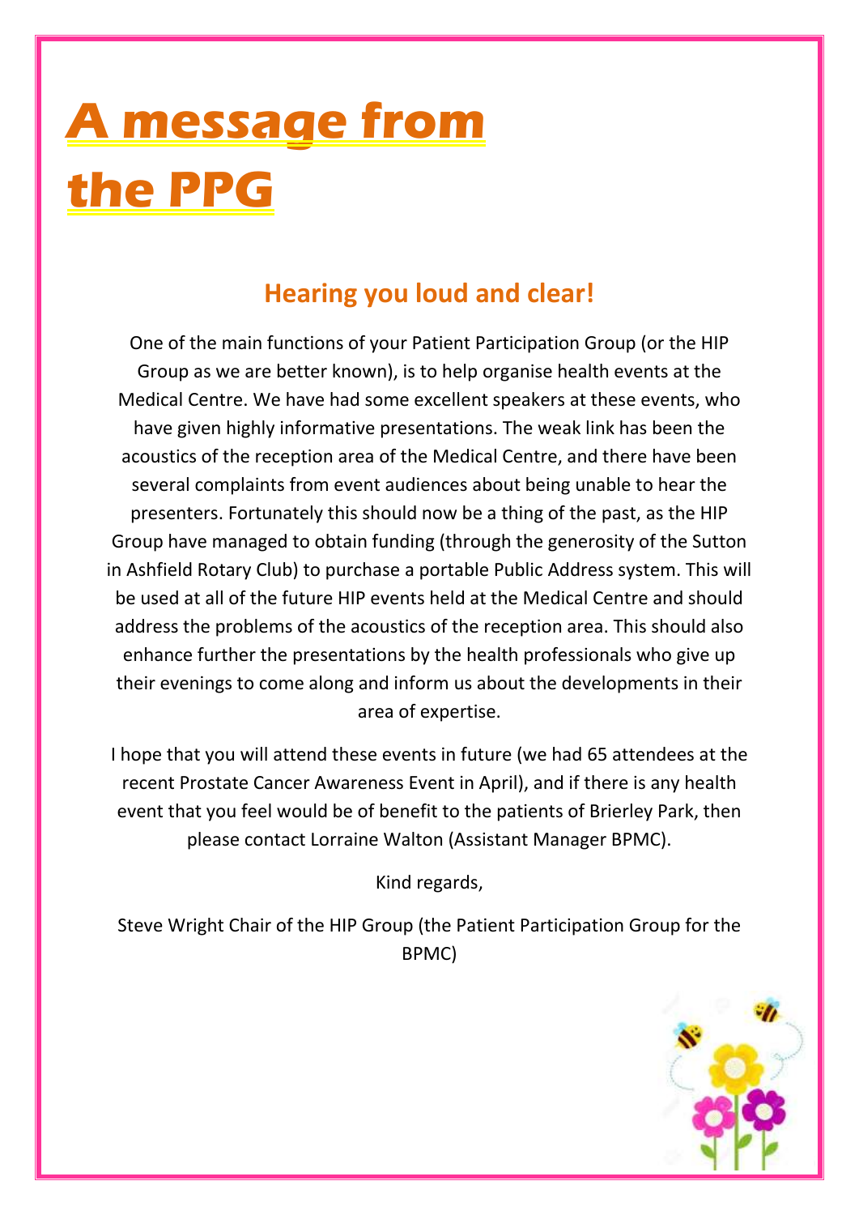# A message from the PPG

## Hearing you loud and clear!

One of the main functions of your Patient Participation Group (or the HIP Group as we are better known), is to help organise health events at the Medical Centre. We have had some excellent speakers at these events, who have given highly informative presentations. The weak link has been the acoustics of the reception area of the Medical Centre, and there have been several complaints from event audiences about being unable to hear the presenters. Fortunately this should now be a thing of the past, as the HIP Group have managed to obtain funding (through the generosity of the Sutton in Ashfield Rotary Club) to purchase a portable Public Address system. This will be used at all of the future HIP events held at the Medical Centre and should address the problems of the acoustics of the reception area. This should also enhance further the presentations by the health professionals who give up their evenings to come along and inform us about the developments in their area of expertise.

I hope that you will attend these events in future (we had 65 attendees at the recent Prostate Cancer Awareness Event in April), and if there is any health event that you feel would be of benefit to the patients of Brierley Park, then please contact Lorraine Walton (Assistant Manager BPMC).

Kind regards,

Steve Wright Chair of the HIP Group (the Patient Participation Group for the BPMC)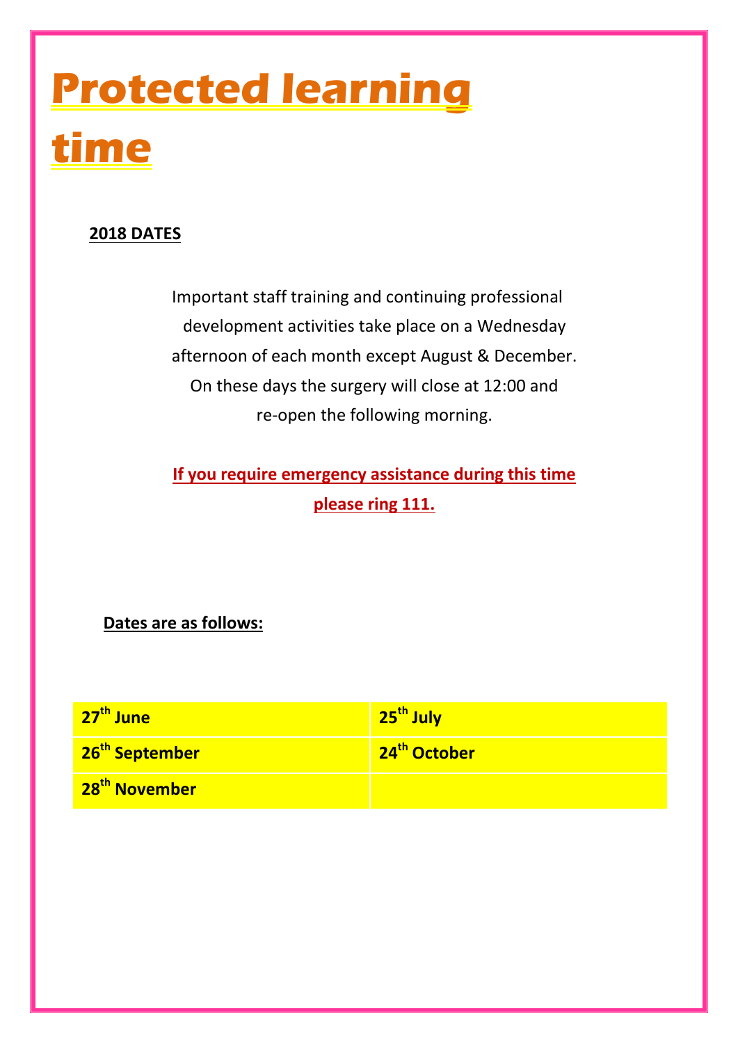# Protected learning time

**2018 DATES**

Important staff training and continuing professional development activities take place on a Wednesday afternoon of each month except August & December. On these days the surgery will close at 12:00 and re-open the following morning.

**If you require emergency assistance during this time please ring 111.**

**Dates are as follows:**

| | |
|---|---|
| **27th June** | **25th July** |
| **26th September** | **24th October** |
| **28th November** | |